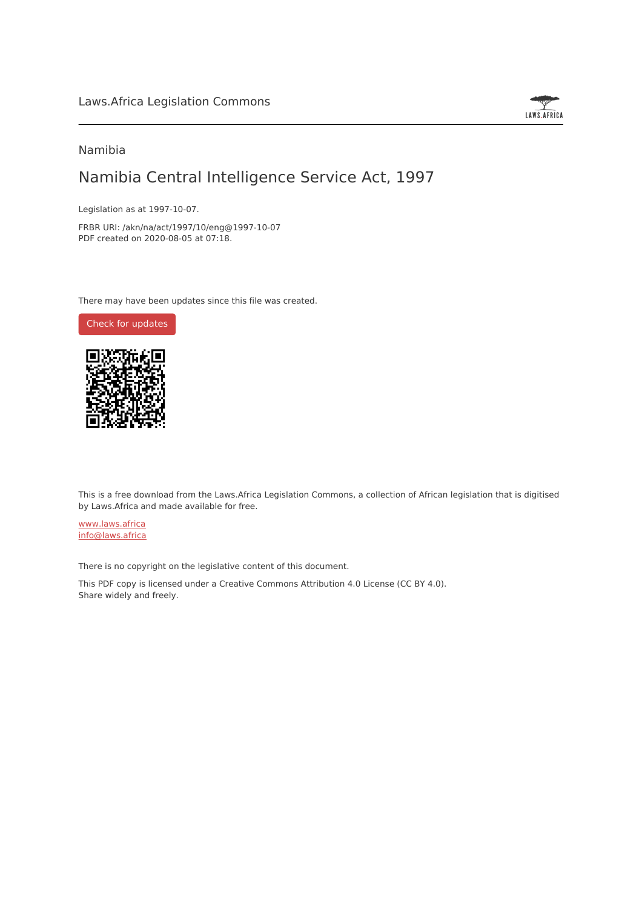Laws.Africa Legislation Commons

Namibia

# Namibia Central Intelligence Service Act, 1997

Legislation as at 1997-10-07.

FRBR URI: /akn/na/act/1997/10/eng@1997-10-07
PDF created on 2020-08-05 at 07:18.

There may have been updates since this file was created.

Check for updates

This is a free download from the Laws.Africa Legislation Commons, a collection of African legislation that is digitised by Laws.Africa and made available for free.

www.laws.africa
info@laws.africa

There is no copyright on the legislative content of this document.

This PDF copy is licensed under a Creative Commons Attribution 4.0 License (CC BY 4.0).
Share widely and freely.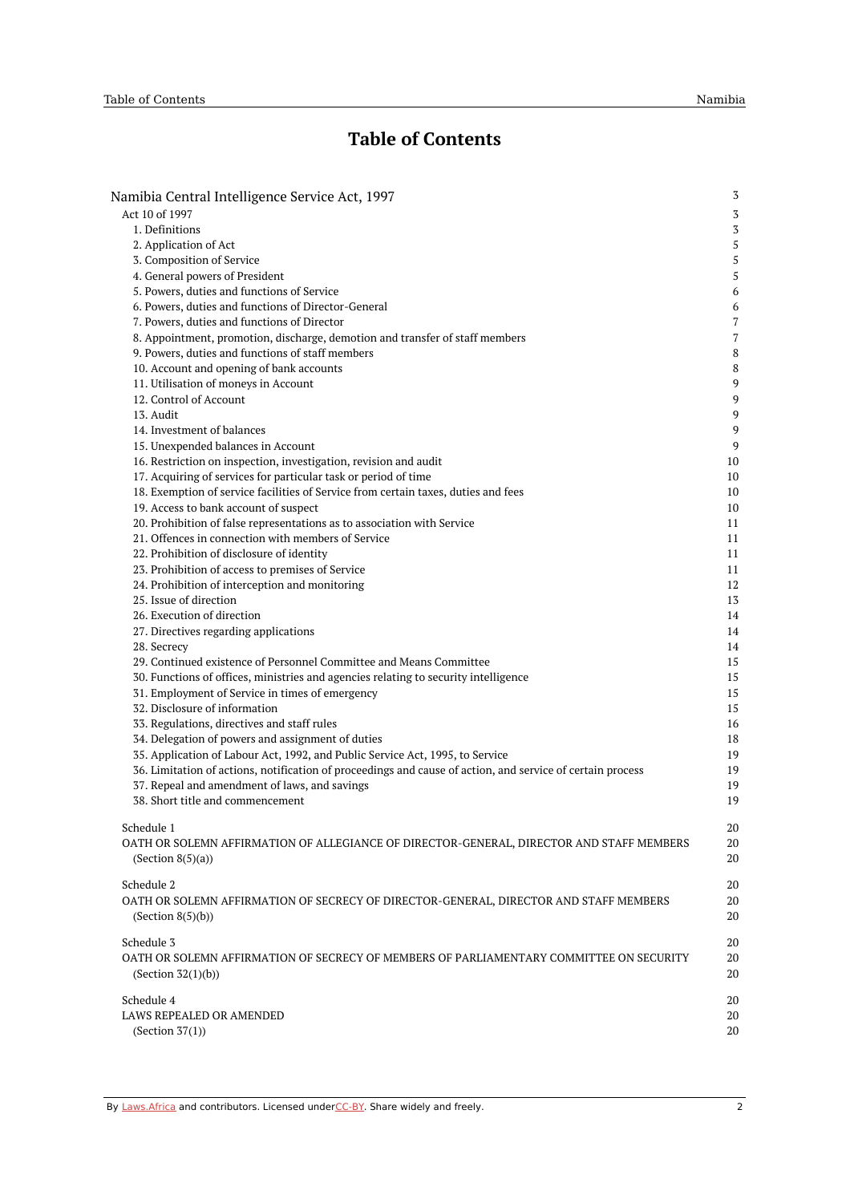# Table of Contents

| | |
|---|---|
| Namibia Central Intelligence Service Act, 1997 | 3 |
| Act 10 of 1997 | 3 |
| 1. Definitions | 3 |
| 2. Application of Act | 5 |
| 3. Composition of Service | 5 |
| 4. General powers of President | 5 |
| 5. Powers, duties and functions of Service | 6 |
| 6. Powers, duties and functions of Director-General | 6 |
| 7. Powers, duties and functions of Director | 7 |
| 8. Appointment, promotion, discharge, demotion and transfer of staff members | 7 |
| 9. Powers, duties and functions of staff members | 8 |
| 10. Account and opening of bank accounts | 8 |
| 11. Utilisation of moneys in Account | 9 |
| 12. Control of Account | 9 |
| 13. Audit | 9 |
| 14. Investment of balances | 9 |
| 15. Unexpended balances in Account | 9 |
| 16. Restriction on inspection, investigation, revision and audit | 10 |
| 17. Acquiring of services for particular task or period of time | 10 |
| 18. Exemption of service facilities of Service from certain taxes, duties and fees | 10 |
| 19. Access to bank account of suspect | 10 |
| 20. Prohibition of false representations as to association with Service | 11 |
| 21. Offences in connection with members of Service | 11 |
| 22. Prohibition of disclosure of identity | 11 |
| 23. Prohibition of access to premises of Service | 11 |
| 24. Prohibition of interception and monitoring | 12 |
| 25. Issue of direction | 13 |
| 26. Execution of direction | 14 |
| 27. Directives regarding applications | 14 |
| 28. Secrecy | 14 |
| 29. Continued existence of Personnel Committee and Means Committee | 15 |
| 30. Functions of offices, ministries and agencies relating to security intelligence | 15 |
| 31. Employment of Service in times of emergency | 15 |
| 32. Disclosure of information | 15 |
| 33. Regulations, directives and staff rules | 16 |
| 34. Delegation of powers and assignment of duties | 18 |
| 35. Application of Labour Act, 1992, and Public Service Act, 1995, to Service | 19 |
| 36. Limitation of actions, notification of proceedings and cause of action, and service of certain process | 19 |
| 37. Repeal and amendment of laws, and savings | 19 |
| 38. Short title and commencement | 19 |
| Schedule 1 | 20 |
| OATH OR SOLEMN AFFIRMATION OF ALLEGIANCE OF DIRECTOR-GENERAL, DIRECTOR AND STAFF MEMBERS | 20 |
| (Section 8(5)(a)) | 20 |
| Schedule 2 | 20 |
| OATH OR SOLEMN AFFIRMATION OF SECRECY OF DIRECTOR-GENERAL, DIRECTOR AND STAFF MEMBERS | 20 |
| (Section 8(5)(b)) | 20 |
| Schedule 3 | 20 |
| OATH OR SOLEMN AFFIRMATION OF SECRECY OF MEMBERS OF PARLIAMENTARY COMMITTEE ON SECURITY | 20 |
| (Section 32(1)(b)) | 20 |
| Schedule 4 | 20 |
| LAWS REPEALED OR AMENDED | 20 |
| (Section 37(1)) | 20 |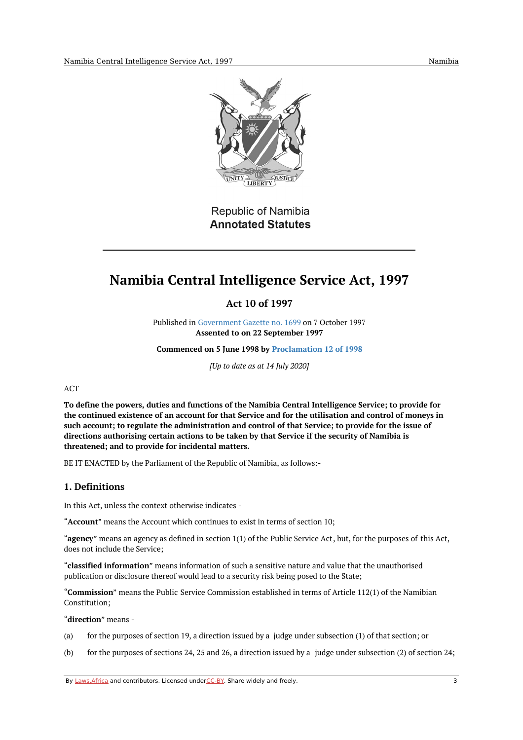Republic of Namibia
**Annotated Statutes**

# Namibia Central Intelligence Service Act, 1997

## Act 10 of 1997

Published in Government Gazette no. 1699 on 7 October 1997
**Assented to on 22 September 1997**

**Commenced on 5 June 1998 by Proclamation 12 of 1998**

*[Up to date as at 14 July 2020]*

ACT

**To define the powers, duties and functions of the Namibia Central Intelligence Service; to provide for the continued existence of an account for that Service and for the utilisation and control of moneys in such account; to regulate the administration and control of that Service; to provide for the issue of directions authorising certain actions to be taken by that Service if the security of Namibia is threatened; and to provide for incidental matters.**

BE IT ENACTED by the Parliament of the Republic of Namibia, as follows:-

### 1. Definitions

In this Act, unless the context otherwise indicates -

"**Account**" means the Account which continues to exist in terms of section 10;

"**agency**" means an agency as defined in section 1(1) of the Public Service Act, but, for the purposes of this Act, does not include the Service;

"**classified information**" means information of such a sensitive nature and value that the unauthorised publication or disclosure thereof would lead to a security risk being posed to the State;

"**Commission**" means the Public Service Commission established in terms of Article 112(1) of the Namibian Constitution;

"**direction**" means -

(a) for the purposes of section 19, a direction issued by a judge under subsection (1) of that section; or

(b) for the purposes of sections 24, 25 and 26, a direction issued by a judge under subsection (2) of section 24;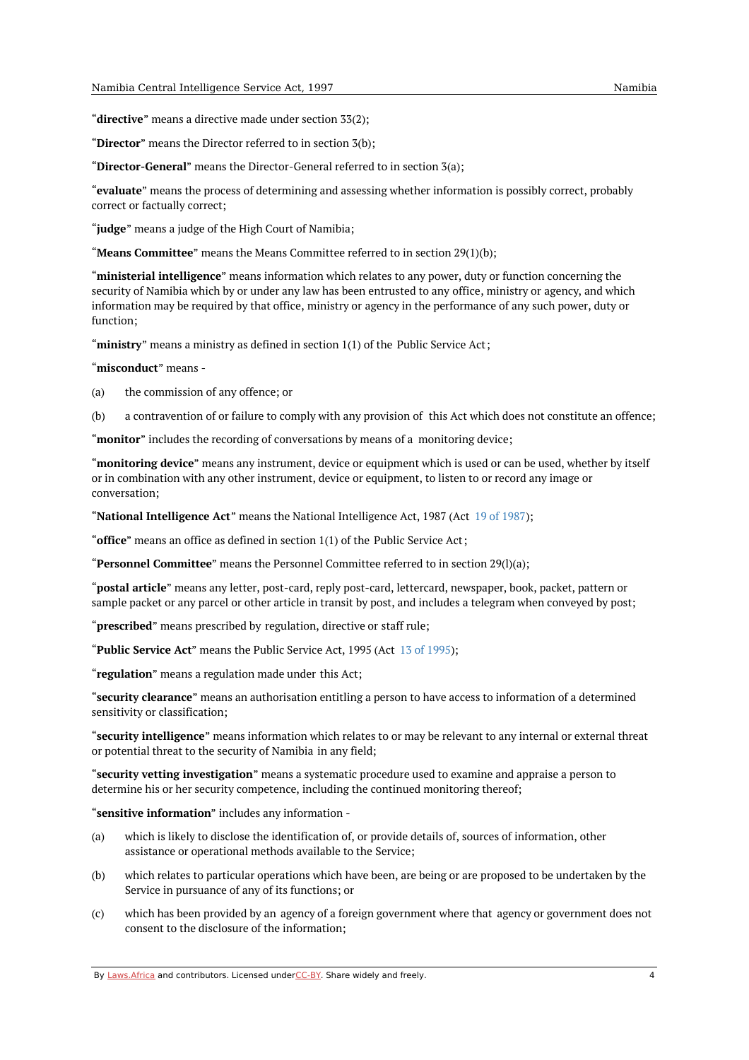"**directive**" means a directive made under section 33(2);

"**Director**" means the Director referred to in section 3(b);

"**Director-General**" means the Director-General referred to in section 3(a);

"**evaluate**" means the process of determining and assessing whether information is possibly correct, probably correct or factually correct;

"**judge**" means a judge of the High Court of Namibia;

"**Means Committee**" means the Means Committee referred to in section 29(1)(b);

"**ministerial intelligence**" means information which relates to any power, duty or function concerning the security of Namibia which by or under any law has been entrusted to any office, ministry or agency, and which information may be required by that office, ministry or agency in the performance of any such power, duty or function;

"**ministry**" means a ministry as defined in section 1(1) of the Public Service Act;

"**misconduct**" means -

(a) the commission of any offence; or

(b) a contravention of or failure to comply with any provision of this Act which does not constitute an offence;

"**monitor**" includes the recording of conversations by means of a monitoring device;

"**monitoring device**" means any instrument, device or equipment which is used or can be used, whether by itself or in combination with any other instrument, device or equipment, to listen to or record any image or conversation;

"**National Intelligence Act**" means the National Intelligence Act, 1987 (Act 19 of 1987);

"**office**" means an office as defined in section 1(1) of the Public Service Act;

"**Personnel Committee**" means the Personnel Committee referred to in section 29(l)(a);

"**postal article**" means any letter, post-card, reply post-card, lettercard, newspaper, book, packet, pattern or sample packet or any parcel or other article in transit by post, and includes a telegram when conveyed by post;

"**prescribed**" means prescribed by regulation, directive or staff rule;

"**Public Service Act**" means the Public Service Act, 1995 (Act 13 of 1995);

"**regulation**" means a regulation made under this Act;

"**security clearance**" means an authorisation entitling a person to have access to information of a determined sensitivity or classification;

"**security intelligence**" means information which relates to or may be relevant to any internal or external threat or potential threat to the security of Namibia in any field;

"**security vetting investigation**" means a systematic procedure used to examine and appraise a person to determine his or her security competence, including the continued monitoring thereof;

"**sensitive information**" includes any information -

(a) which is likely to disclose the identification of, or provide details of, sources of information, other assistance or operational methods available to the Service;

(b) which relates to particular operations which have been, are being or are proposed to be undertaken by the Service in pursuance of any of its functions; or

(c) which has been provided by an agency of a foreign government where that agency or government does not consent to the disclosure of the information;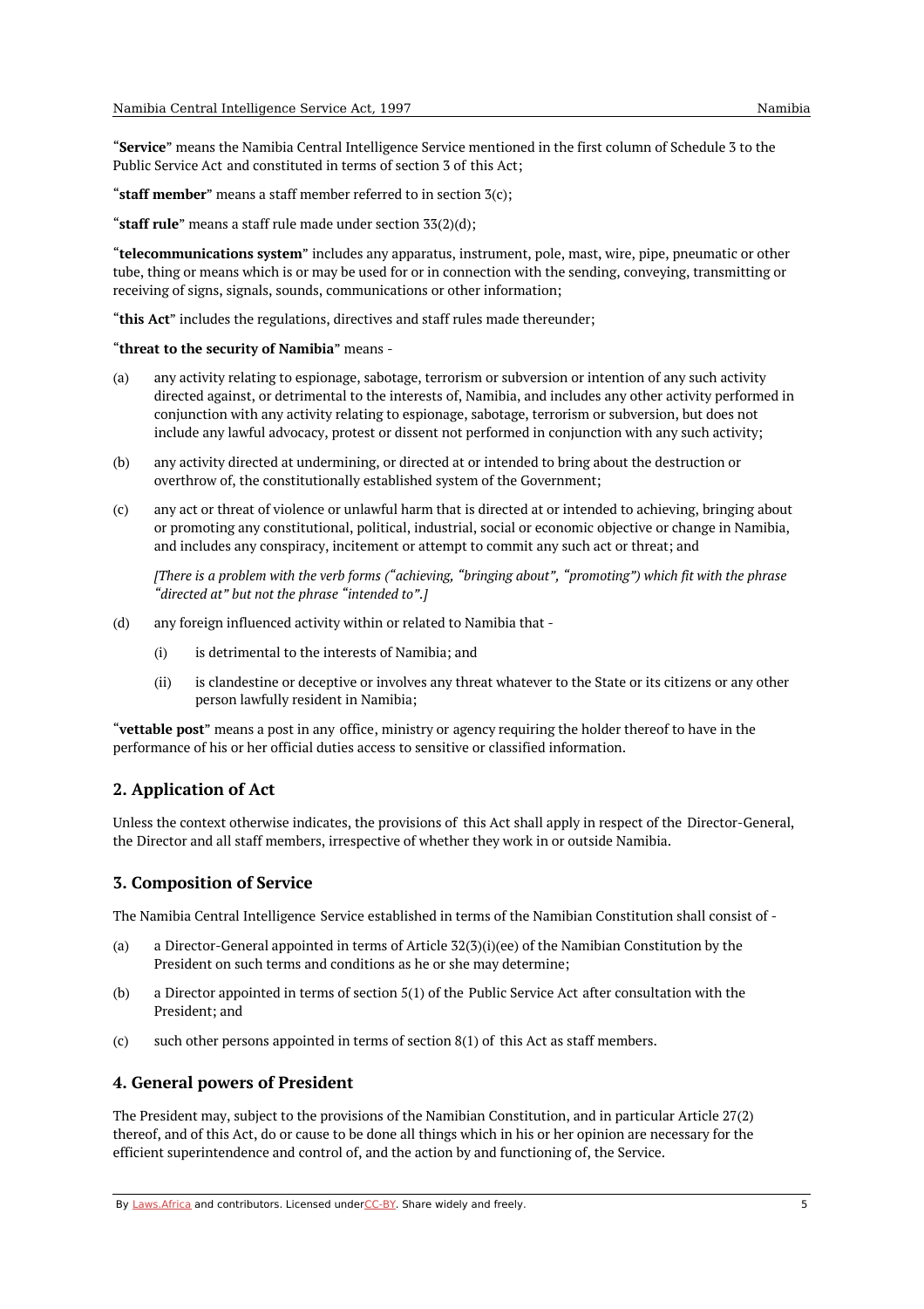"**Service**" means the Namibia Central Intelligence Service mentioned in the first column of Schedule 3 to the Public Service Act and constituted in terms of section 3 of this Act;

"**staff member**" means a staff member referred to in section 3(c);

"**staff rule**" means a staff rule made under section 33(2)(d);

"**telecommunications system**" includes any apparatus, instrument, pole, mast, wire, pipe, pneumatic or other tube, thing or means which is or may be used for or in connection with the sending, conveying, transmitting or receiving of signs, signals, sounds, communications or other information;

"**this Act**" includes the regulations, directives and staff rules made thereunder;

"**threat to the security of Namibia**" means -

(a) any activity relating to espionage, sabotage, terrorism or subversion or intention of any such activity directed against, or detrimental to the interests of, Namibia, and includes any other activity performed in conjunction with any activity relating to espionage, sabotage, terrorism or subversion, but does not include any lawful advocacy, protest or dissent not performed in conjunction with any such activity;

(b) any activity directed at undermining, or directed at or intended to bring about the destruction or overthrow of, the constitutionally established system of the Government;

(c) any act or threat of violence or unlawful harm that is directed at or intended to achieving, bringing about or promoting any constitutional, political, industrial, social or economic objective or change in Namibia, and includes any conspiracy, incitement or attempt to commit any such act or threat; and

*[There is a problem with the verb forms ("achieving, "bringing about", "promoting") which fit with the phrase "directed at" but not the phrase "intended to".]*

(d) any foreign influenced activity within or related to Namibia that -

  (i) is detrimental to the interests of Namibia; and

  (ii) is clandestine or deceptive or involves any threat whatever to the State or its citizens or any other person lawfully resident in Namibia;

"**vettable post**" means a post in any office, ministry or agency requiring the holder thereof to have in the performance of his or her official duties access to sensitive or classified information.

## 2. Application of Act

Unless the context otherwise indicates, the provisions of this Act shall apply in respect of the Director-General, the Director and all staff members, irrespective of whether they work in or outside Namibia.

## 3. Composition of Service

The Namibia Central Intelligence Service established in terms of the Namibian Constitution shall consist of -

(a) a Director-General appointed in terms of Article 32(3)(i)(ee) of the Namibian Constitution by the President on such terms and conditions as he or she may determine;

(b) a Director appointed in terms of section 5(1) of the Public Service Act after consultation with the President; and

(c) such other persons appointed in terms of section 8(1) of this Act as staff members.

## 4. General powers of President

The President may, subject to the provisions of the Namibian Constitution, and in particular Article 27(2) thereof, and of this Act, do or cause to be done all things which in his or her opinion are necessary for the efficient superintendence and control of, and the action by and functioning of, the Service.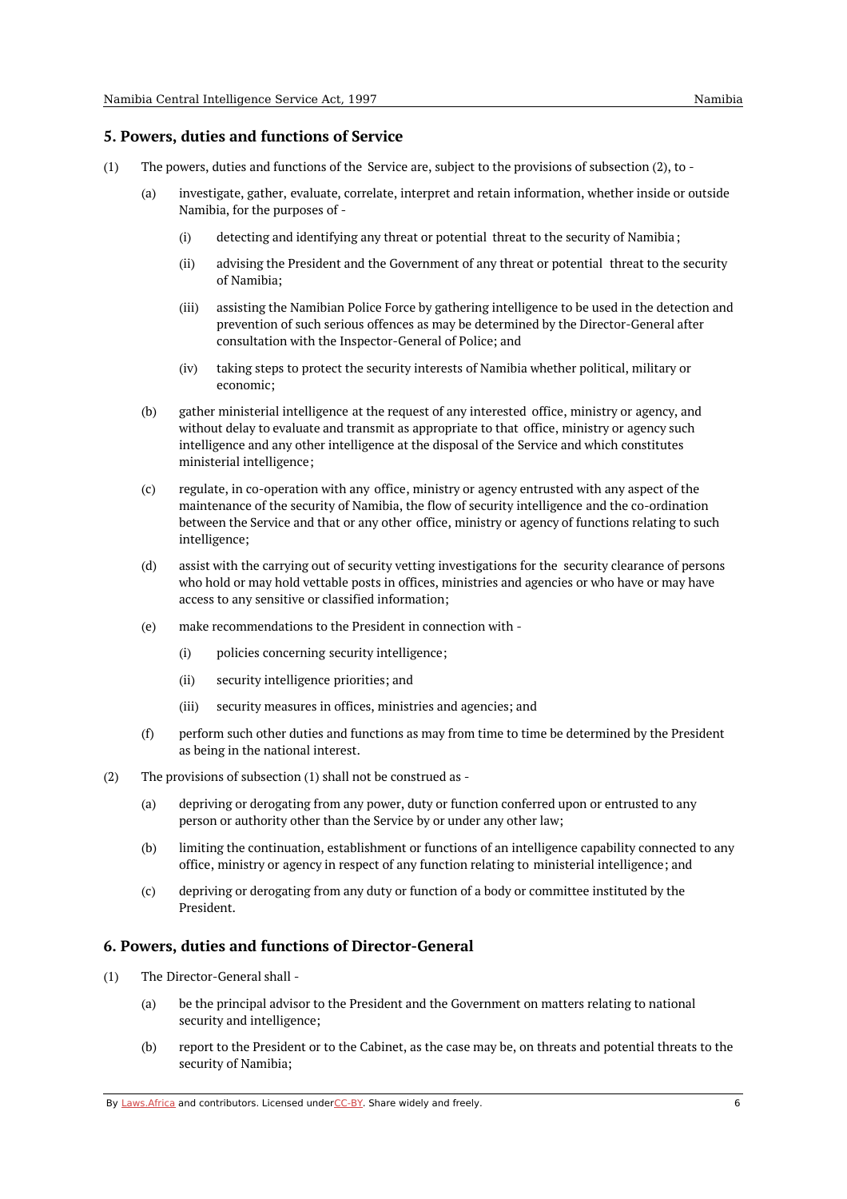## 5. Powers, duties and functions of Service

(1) The powers, duties and functions of the Service are, subject to the provisions of subsection (2), to -

(a) investigate, gather, evaluate, correlate, interpret and retain information, whether inside or outside Namibia, for the purposes of -

(i) detecting and identifying any threat or potential threat to the security of Namibia;

(ii) advising the President and the Government of any threat or potential threat to the security of Namibia;

(iii) assisting the Namibian Police Force by gathering intelligence to be used in the detection and prevention of such serious offences as may be determined by the Director-General after consultation with the Inspector-General of Police; and

(iv) taking steps to protect the security interests of Namibia whether political, military or economic;

(b) gather ministerial intelligence at the request of any interested office, ministry or agency, and without delay to evaluate and transmit as appropriate to that office, ministry or agency such intelligence and any other intelligence at the disposal of the Service and which constitutes ministerial intelligence;

(c) regulate, in co-operation with any office, ministry or agency entrusted with any aspect of the maintenance of the security of Namibia, the flow of security intelligence and the co-ordination between the Service and that or any other office, ministry or agency of functions relating to such intelligence;

(d) assist with the carrying out of security vetting investigations for the security clearance of persons who hold or may hold vettable posts in offices, ministries and agencies or who have or may have access to any sensitive or classified information;

(e) make recommendations to the President in connection with -

(i) policies concerning security intelligence;

(ii) security intelligence priorities; and

(iii) security measures in offices, ministries and agencies; and

(f) perform such other duties and functions as may from time to time be determined by the President as being in the national interest.

(2) The provisions of subsection (1) shall not be construed as -

(a) depriving or derogating from any power, duty or function conferred upon or entrusted to any person or authority other than the Service by or under any other law;

(b) limiting the continuation, establishment or functions of an intelligence capability connected to any office, ministry or agency in respect of any function relating to ministerial intelligence; and

(c) depriving or derogating from any duty or function of a body or committee instituted by the President.

## 6. Powers, duties and functions of Director-General

(1) The Director-General shall -

(a) be the principal advisor to the President and the Government on matters relating to national security and intelligence;

(b) report to the President or to the Cabinet, as the case may be, on threats and potential threats to the security of Namibia;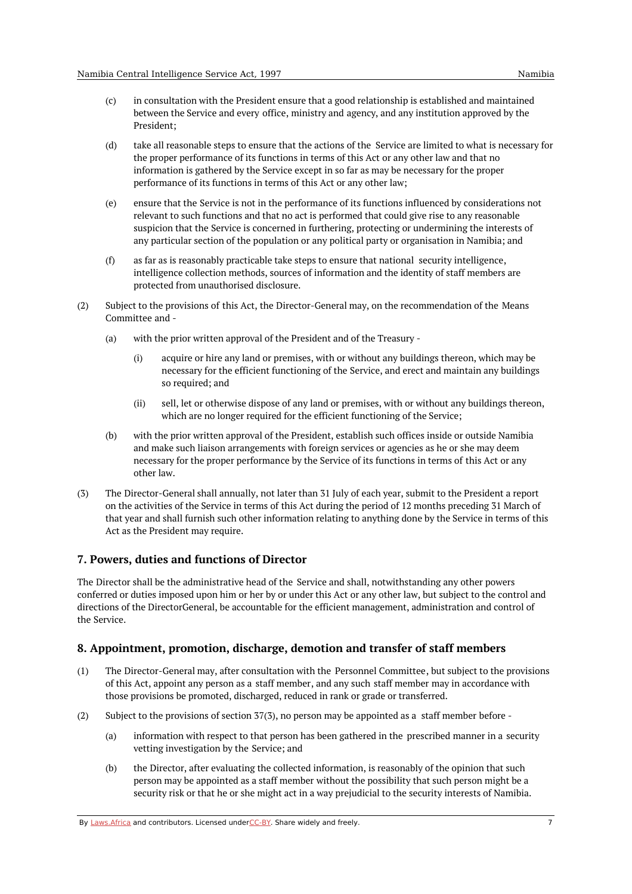(c) in consultation with the President ensure that a good relationship is established and maintained between the Service and every office, ministry and agency, and any institution approved by the President;

(d) take all reasonable steps to ensure that the actions of the Service are limited to what is necessary for the proper performance of its functions in terms of this Act or any other law and that no information is gathered by the Service except in so far as may be necessary for the proper performance of its functions in terms of this Act or any other law;

(e) ensure that the Service is not in the performance of its functions influenced by considerations not relevant to such functions and that no act is performed that could give rise to any reasonable suspicion that the Service is concerned in furthering, protecting or undermining the interests of any particular section of the population or any political party or organisation in Namibia; and

(f) as far as is reasonably practicable take steps to ensure that national security intelligence, intelligence collection methods, sources of information and the identity of staff members are protected from unauthorised disclosure.

(2) Subject to the provisions of this Act, the Director-General may, on the recommendation of the Means Committee and -

(a) with the prior written approval of the President and of the Treasury -

(i) acquire or hire any land or premises, with or without any buildings thereon, which may be necessary for the efficient functioning of the Service, and erect and maintain any buildings so required; and

(ii) sell, let or otherwise dispose of any land or premises, with or without any buildings thereon, which are no longer required for the efficient functioning of the Service;

(b) with the prior written approval of the President, establish such offices inside or outside Namibia and make such liaison arrangements with foreign services or agencies as he or she may deem necessary for the proper performance by the Service of its functions in terms of this Act or any other law.

(3) The Director-General shall annually, not later than 31 July of each year, submit to the President a report on the activities of the Service in terms of this Act during the period of 12 months preceding 31 March of that year and shall furnish such other information relating to anything done by the Service in terms of this Act as the President may require.

## 7. Powers, duties and functions of Director

The Director shall be the administrative head of the Service and shall, notwithstanding any other powers conferred or duties imposed upon him or her by or under this Act or any other law, but subject to the control and directions of the DirectorGeneral, be accountable for the efficient management, administration and control of the Service.

## 8. Appointment, promotion, discharge, demotion and transfer of staff members

(1) The Director-General may, after consultation with the Personnel Committee, but subject to the provisions of this Act, appoint any person as a staff member, and any such staff member may in accordance with those provisions be promoted, discharged, reduced in rank or grade or transferred.

(2) Subject to the provisions of section 37(3), no person may be appointed as a staff member before -

(a) information with respect to that person has been gathered in the prescribed manner in a security vetting investigation by the Service; and

(b) the Director, after evaluating the collected information, is reasonably of the opinion that such person may be appointed as a staff member without the possibility that such person might be a security risk or that he or she might act in a way prejudicial to the security interests of Namibia.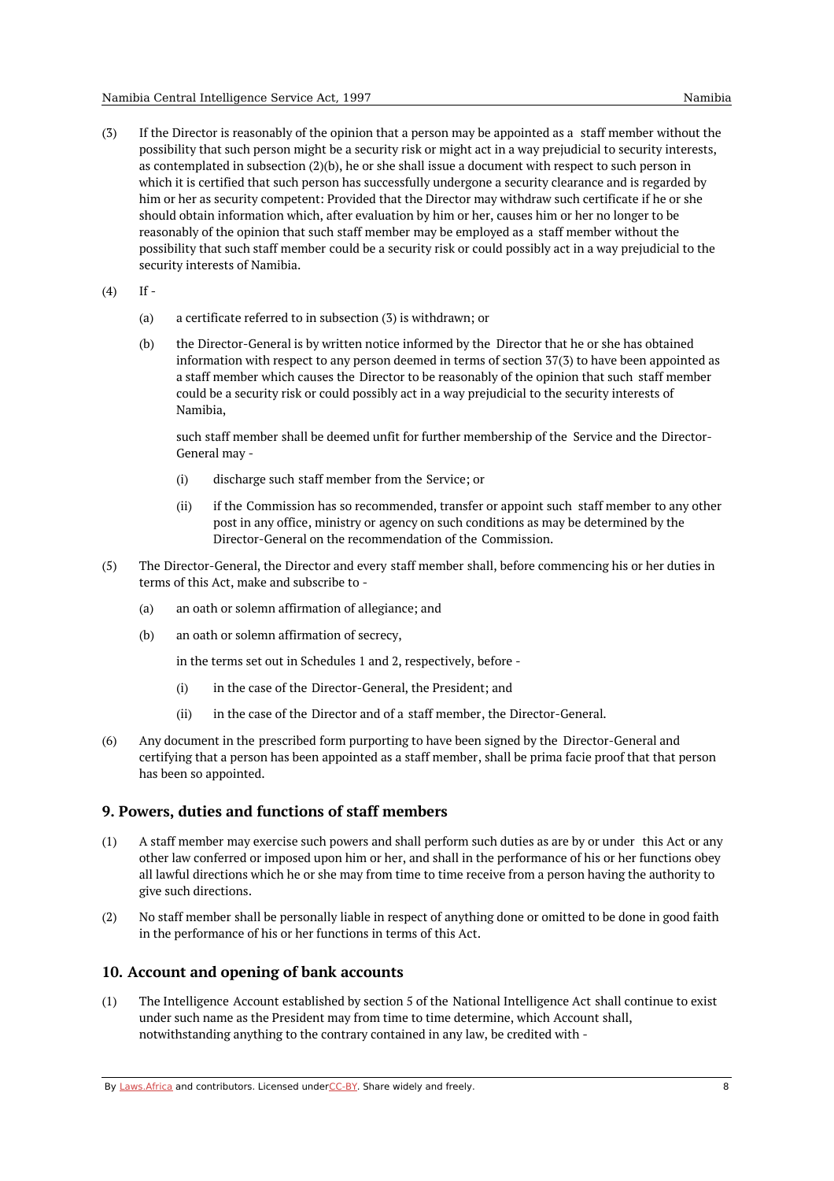(3) If the Director is reasonably of the opinion that a person may be appointed as a staff member without the possibility that such person might be a security risk or might act in a way prejudicial to security interests, as contemplated in subsection (2)(b), he or she shall issue a document with respect to such person in which it is certified that such person has successfully undergone a security clearance and is regarded by him or her as security competent: Provided that the Director may withdraw such certificate if he or she should obtain information which, after evaluation by him or her, causes him or her no longer to be reasonably of the opinion that such staff member may be employed as a staff member without the possibility that such staff member could be a security risk or could possibly act in a way prejudicial to the security interests of Namibia.

(4) If -

(a) a certificate referred to in subsection (3) is withdrawn; or

(b) the Director-General is by written notice informed by the Director that he or she has obtained information with respect to any person deemed in terms of section 37(3) to have been appointed as a staff member which causes the Director to be reasonably of the opinion that such staff member could be a security risk or could possibly act in a way prejudicial to the security interests of Namibia,

such staff member shall be deemed unfit for further membership of the Service and the Director-General may -

(i) discharge such staff member from the Service; or

(ii) if the Commission has so recommended, transfer or appoint such staff member to any other post in any office, ministry or agency on such conditions as may be determined by the Director-General on the recommendation of the Commission.

(5) The Director-General, the Director and every staff member shall, before commencing his or her duties in terms of this Act, make and subscribe to -

(a) an oath or solemn affirmation of allegiance; and

(b) an oath or solemn affirmation of secrecy,

in the terms set out in Schedules 1 and 2, respectively, before -

(i) in the case of the Director-General, the President; and

(ii) in the case of the Director and of a staff member, the Director-General.

(6) Any document in the prescribed form purporting to have been signed by the Director-General and certifying that a person has been appointed as a staff member, shall be prima facie proof that that person has been so appointed.

## 9. Powers, duties and functions of staff members

(1) A staff member may exercise such powers and shall perform such duties as are by or under this Act or any other law conferred or imposed upon him or her, and shall in the performance of his or her functions obey all lawful directions which he or she may from time to time receive from a person having the authority to give such directions.

(2) No staff member shall be personally liable in respect of anything done or omitted to be done in good faith in the performance of his or her functions in terms of this Act.

## 10. Account and opening of bank accounts

(1) The Intelligence Account established by section 5 of the National Intelligence Act shall continue to exist under such name as the President may from time to time determine, which Account shall, notwithstanding anything to the contrary contained in any law, be credited with -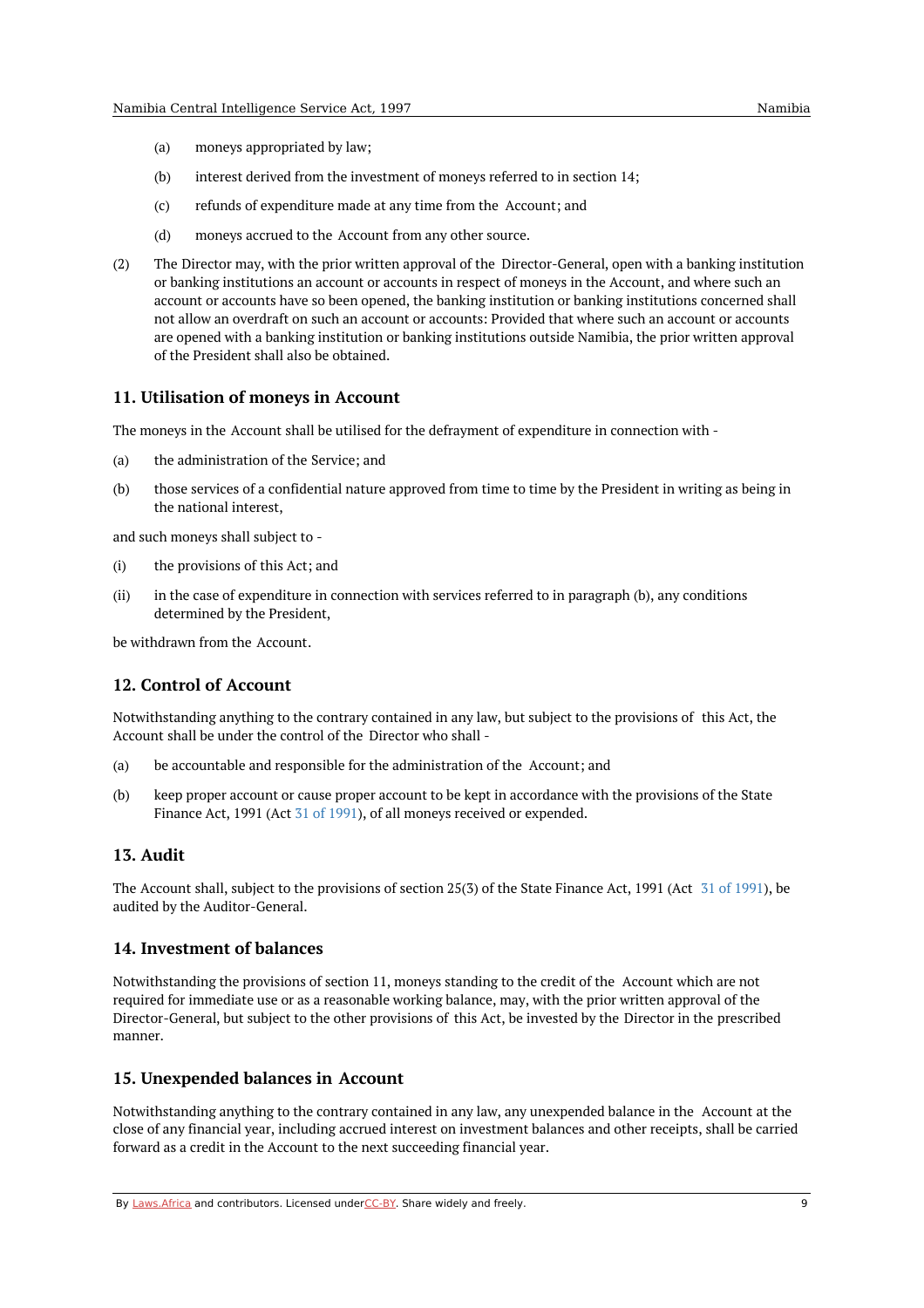(a) moneys appropriated by law;

(b) interest derived from the investment of moneys referred to in section 14;

(c) refunds of expenditure made at any time from the Account; and

(d) moneys accrued to the Account from any other source.

(2) The Director may, with the prior written approval of the Director-General, open with a banking institution or banking institutions an account or accounts in respect of moneys in the Account, and where such an account or accounts have so been opened, the banking institution or banking institutions concerned shall not allow an overdraft on such an account or accounts: Provided that where such an account or accounts are opened with a banking institution or banking institutions outside Namibia, the prior written approval of the President shall also be obtained.

## 11. Utilisation of moneys in Account

The moneys in the Account shall be utilised for the defrayment of expenditure in connection with -

(a) the administration of the Service; and

(b) those services of a confidential nature approved from time to time by the President in writing as being in the national interest,

and such moneys shall subject to -

(i) the provisions of this Act; and

(ii) in the case of expenditure in connection with services referred to in paragraph (b), any conditions determined by the President,

be withdrawn from the Account.

## 12. Control of Account

Notwithstanding anything to the contrary contained in any law, but subject to the provisions of this Act, the Account shall be under the control of the Director who shall -

(a) be accountable and responsible for the administration of the Account; and

(b) keep proper account or cause proper account to be kept in accordance with the provisions of the State Finance Act, 1991 (Act 31 of 1991), of all moneys received or expended.

## 13. Audit

The Account shall, subject to the provisions of section 25(3) of the State Finance Act, 1991 (Act 31 of 1991), be audited by the Auditor-General.

## 14. Investment of balances

Notwithstanding the provisions of section 11, moneys standing to the credit of the Account which are not required for immediate use or as a reasonable working balance, may, with the prior written approval of the Director-General, but subject to the other provisions of this Act, be invested by the Director in the prescribed manner.

## 15. Unexpended balances in Account

Notwithstanding anything to the contrary contained in any law, any unexpended balance in the Account at the close of any financial year, including accrued interest on investment balances and other receipts, shall be carried forward as a credit in the Account to the next succeeding financial year.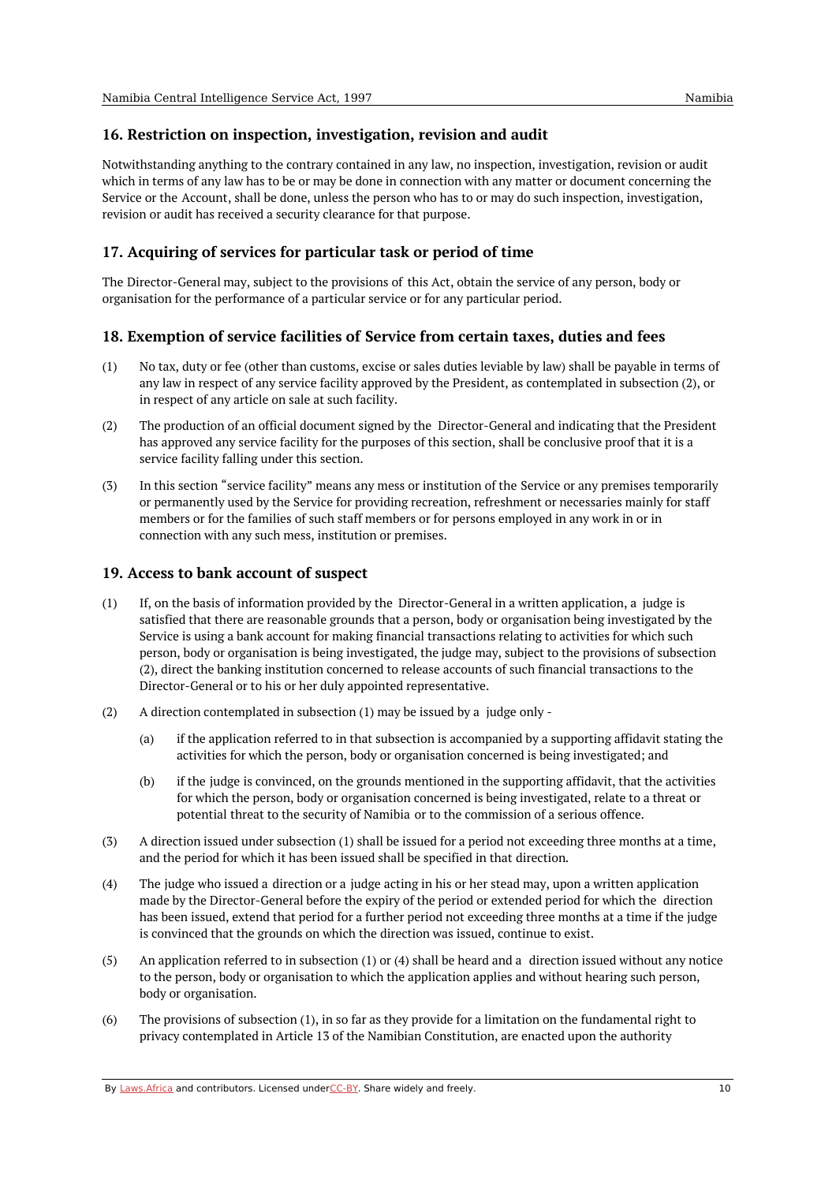## 16. Restriction on inspection, investigation, revision and audit

Notwithstanding anything to the contrary contained in any law, no inspection, investigation, revision or audit which in terms of any law has to be or may be done in connection with any matter or document concerning the Service or the Account, shall be done, unless the person who has to or may do such inspection, investigation, revision or audit has received a security clearance for that purpose.

## 17. Acquiring of services for particular task or period of time

The Director-General may, subject to the provisions of this Act, obtain the service of any person, body or organisation for the performance of a particular service or for any particular period.

## 18. Exemption of service facilities of Service from certain taxes, duties and fees

(1) No tax, duty or fee (other than customs, excise or sales duties leviable by law) shall be payable in terms of any law in respect of any service facility approved by the President, as contemplated in subsection (2), or in respect of any article on sale at such facility.

(2) The production of an official document signed by the Director-General and indicating that the President has approved any service facility for the purposes of this section, shall be conclusive proof that it is a service facility falling under this section.

(3) In this section "service facility" means any mess or institution of the Service or any premises temporarily or permanently used by the Service for providing recreation, refreshment or necessaries mainly for staff members or for the families of such staff members or for persons employed in any work in or in connection with any such mess, institution or premises.

## 19. Access to bank account of suspect

(1) If, on the basis of information provided by the Director-General in a written application, a judge is satisfied that there are reasonable grounds that a person, body or organisation being investigated by the Service is using a bank account for making financial transactions relating to activities for which such person, body or organisation is being investigated, the judge may, subject to the provisions of subsection (2), direct the banking institution concerned to release accounts of such financial transactions to the Director-General or to his or her duly appointed representative.

(2) A direction contemplated in subsection (1) may be issued by a judge only -

   (a) if the application referred to in that subsection is accompanied by a supporting affidavit stating the activities for which the person, body or organisation concerned is being investigated; and

   (b) if the judge is convinced, on the grounds mentioned in the supporting affidavit, that the activities for which the person, body or organisation concerned is being investigated, relate to a threat or potential threat to the security of Namibia or to the commission of a serious offence.

(3) A direction issued under subsection (1) shall be issued for a period not exceeding three months at a time, and the period for which it has been issued shall be specified in that direction.

(4) The judge who issued a direction or a judge acting in his or her stead may, upon a written application made by the Director-General before the expiry of the period or extended period for which the direction has been issued, extend that period for a further period not exceeding three months at a time if the judge is convinced that the grounds on which the direction was issued, continue to exist.

(5) An application referred to in subsection (1) or (4) shall be heard and a direction issued without any notice to the person, body or organisation to which the application applies and without hearing such person, body or organisation.

(6) The provisions of subsection (1), in so far as they provide for a limitation on the fundamental right to privacy contemplated in Article 13 of the Namibian Constitution, are enacted upon the authority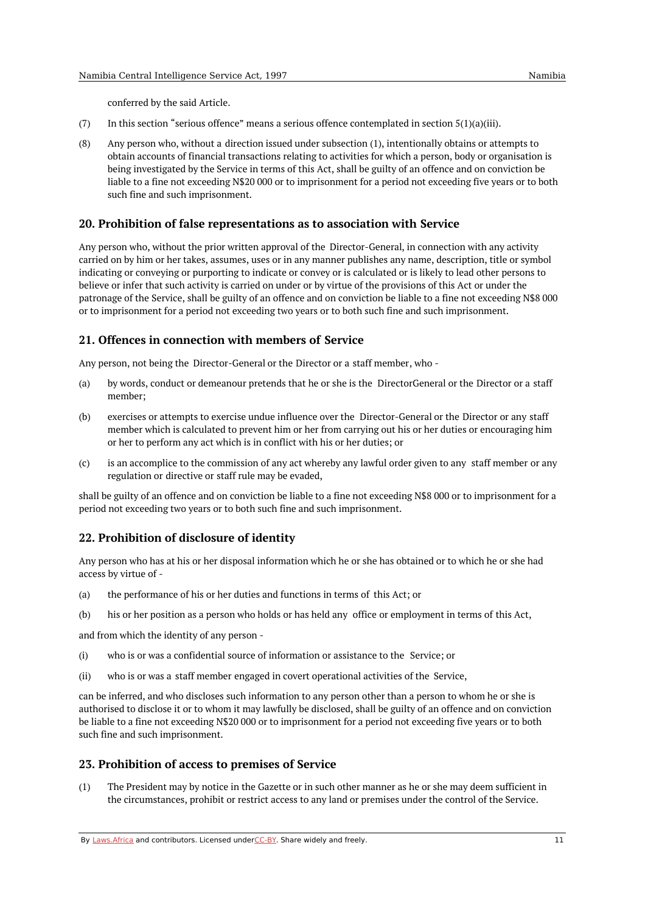conferred by the said Article.

(7) In this section "serious offence" means a serious offence contemplated in section 5(1)(a)(iii).

(8) Any person who, without a direction issued under subsection (1), intentionally obtains or attempts to obtain accounts of financial transactions relating to activities for which a person, body or organisation is being investigated by the Service in terms of this Act, shall be guilty of an offence and on conviction be liable to a fine not exceeding N$20 000 or to imprisonment for a period not exceeding five years or to both such fine and such imprisonment.

## 20. Prohibition of false representations as to association with Service

Any person who, without the prior written approval of the Director-General, in connection with any activity carried on by him or her takes, assumes, uses or in any manner publishes any name, description, title or symbol indicating or conveying or purporting to indicate or convey or is calculated or is likely to lead other persons to believe or infer that such activity is carried on under or by virtue of the provisions of this Act or under the patronage of the Service, shall be guilty of an offence and on conviction be liable to a fine not exceeding N$8 000 or to imprisonment for a period not exceeding two years or to both such fine and such imprisonment.

## 21. Offences in connection with members of Service

Any person, not being the Director-General or the Director or a staff member, who -

(a) by words, conduct or demeanour pretends that he or she is the DirectorGeneral or the Director or a staff member;

(b) exercises or attempts to exercise undue influence over the Director-General or the Director or any staff member which is calculated to prevent him or her from carrying out his or her duties or encouraging him or her to perform any act which is in conflict with his or her duties; or

(c) is an accomplice to the commission of any act whereby any lawful order given to any staff member or any regulation or directive or staff rule may be evaded,

shall be guilty of an offence and on conviction be liable to a fine not exceeding N$8 000 or to imprisonment for a period not exceeding two years or to both such fine and such imprisonment.

## 22. Prohibition of disclosure of identity

Any person who has at his or her disposal information which he or she has obtained or to which he or she had access by virtue of -

(a) the performance of his or her duties and functions in terms of this Act; or

(b) his or her position as a person who holds or has held any office or employment in terms of this Act,

and from which the identity of any person -

(i) who is or was a confidential source of information or assistance to the Service; or

(ii) who is or was a staff member engaged in covert operational activities of the Service,

can be inferred, and who discloses such information to any person other than a person to whom he or she is authorised to disclose it or to whom it may lawfully be disclosed, shall be guilty of an offence and on conviction be liable to a fine not exceeding N$20 000 or to imprisonment for a period not exceeding five years or to both such fine and such imprisonment.

## 23. Prohibition of access to premises of Service

(1) The President may by notice in the Gazette or in such other manner as he or she may deem sufficient in the circumstances, prohibit or restrict access to any land or premises under the control of the Service.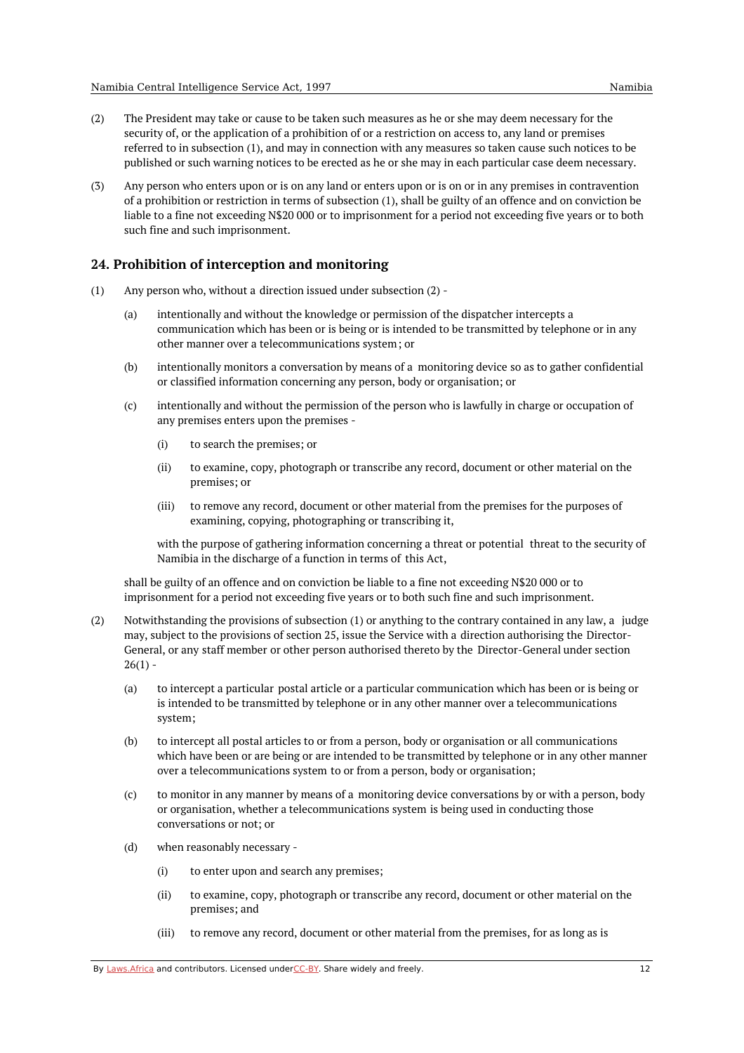(2) The President may take or cause to be taken such measures as he or she may deem necessary for the security of, or the application of a prohibition of or a restriction on access to, any land or premises referred to in subsection (1), and may in connection with any measures so taken cause such notices to be published or such warning notices to be erected as he or she may in each particular case deem necessary.

(3) Any person who enters upon or is on any land or enters upon or is on or in any premises in contravention of a prohibition or restriction in terms of subsection (1), shall be guilty of an offence and on conviction be liable to a fine not exceeding N$20 000 or to imprisonment for a period not exceeding five years or to both such fine and such imprisonment.

## 24. Prohibition of interception and monitoring

(1) Any person who, without a direction issued under subsection (2) -

- (a) intentionally and without the knowledge or permission of the dispatcher intercepts a communication which has been or is being or is intended to be transmitted by telephone or in any other manner over a telecommunications system; or
- (b) intentionally monitors a conversation by means of a monitoring device so as to gather confidential or classified information concerning any person, body or organisation; or
- (c) intentionally and without the permission of the person who is lawfully in charge or occupation of any premises enters upon the premises -
  - (i) to search the premises; or
  - (ii) to examine, copy, photograph or transcribe any record, document or other material on the premises; or
  - (iii) to remove any record, document or other material from the premises for the purposes of examining, copying, photographing or transcribing it,

  with the purpose of gathering information concerning a threat or potential threat to the security of Namibia in the discharge of a function in terms of this Act,

shall be guilty of an offence and on conviction be liable to a fine not exceeding N$20 000 or to imprisonment for a period not exceeding five years or to both such fine and such imprisonment.

(2) Notwithstanding the provisions of subsection (1) or anything to the contrary contained in any law, a judge may, subject to the provisions of section 25, issue the Service with a direction authorising the Director-General, or any staff member or other person authorised thereto by the Director-General under section 26(1) -

- (a) to intercept a particular postal article or a particular communication which has been or is being or is intended to be transmitted by telephone or in any other manner over a telecommunications system;
- (b) to intercept all postal articles to or from a person, body or organisation or all communications which have been or are being or are intended to be transmitted by telephone or in any other manner over a telecommunications system to or from a person, body or organisation;
- (c) to monitor in any manner by means of a monitoring device conversations by or with a person, body or organisation, whether a telecommunications system is being used in conducting those conversations or not; or
- (d) when reasonably necessary -
  - (i) to enter upon and search any premises;
  - (ii) to examine, copy, photograph or transcribe any record, document or other material on the premises; and
  - (iii) to remove any record, document or other material from the premises, for as long as is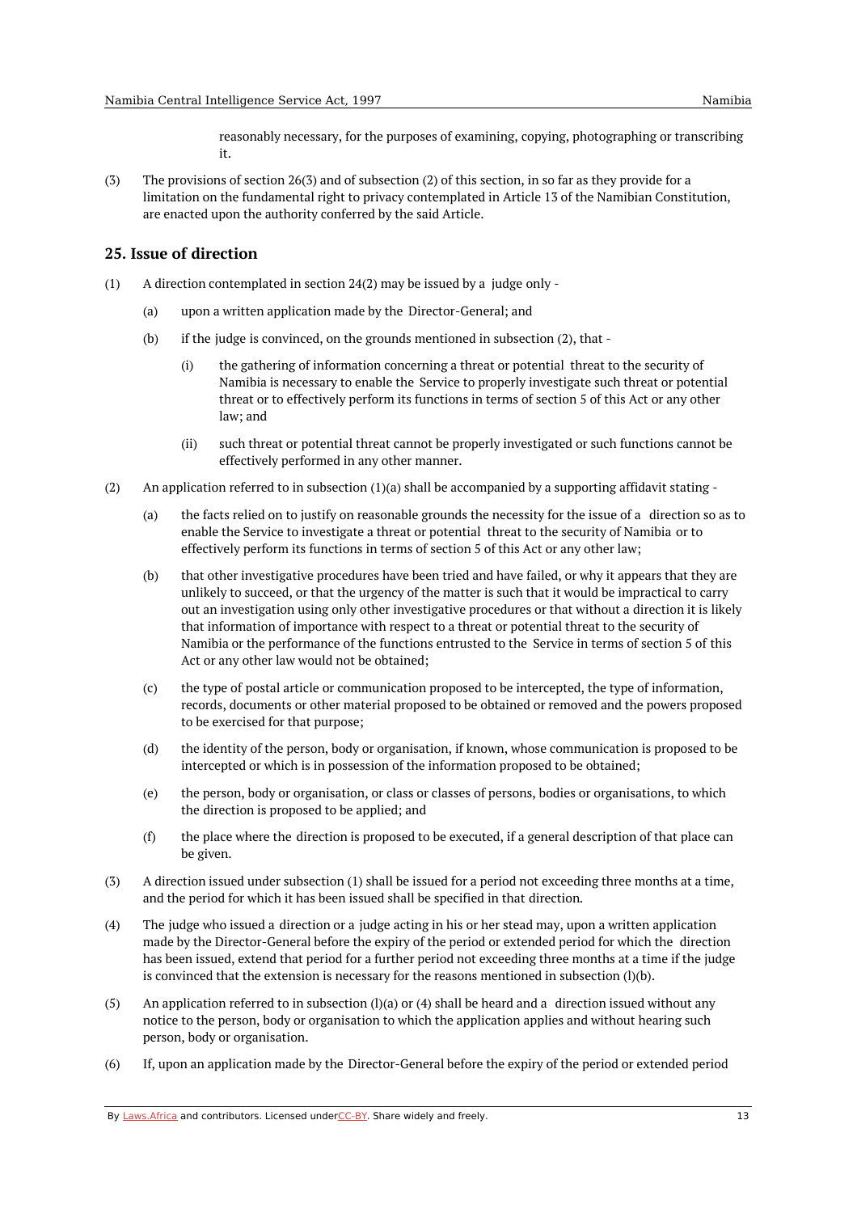reasonably necessary, for the purposes of examining, copying, photographing or transcribing it.

(3) The provisions of section 26(3) and of subsection (2) of this section, in so far as they provide for a limitation on the fundamental right to privacy contemplated in Article 13 of the Namibian Constitution, are enacted upon the authority conferred by the said Article.

## 25. Issue of direction

(1) A direction contemplated in section 24(2) may be issued by a judge only -

(a) upon a written application made by the Director-General; and

(b) if the judge is convinced, on the grounds mentioned in subsection (2), that -

(i) the gathering of information concerning a threat or potential threat to the security of Namibia is necessary to enable the Service to properly investigate such threat or potential threat or to effectively perform its functions in terms of section 5 of this Act or any other law; and

(ii) such threat or potential threat cannot be properly investigated or such functions cannot be effectively performed in any other manner.

(2) An application referred to in subsection (1)(a) shall be accompanied by a supporting affidavit stating -

(a) the facts relied on to justify on reasonable grounds the necessity for the issue of a direction so as to enable the Service to investigate a threat or potential threat to the security of Namibia or to effectively perform its functions in terms of section 5 of this Act or any other law;

(b) that other investigative procedures have been tried and have failed, or why it appears that they are unlikely to succeed, or that the urgency of the matter is such that it would be impractical to carry out an investigation using only other investigative procedures or that without a direction it is likely that information of importance with respect to a threat or potential threat to the security of Namibia or the performance of the functions entrusted to the Service in terms of section 5 of this Act or any other law would not be obtained;

(c) the type of postal article or communication proposed to be intercepted, the type of information, records, documents or other material proposed to be obtained or removed and the powers proposed to be exercised for that purpose;

(d) the identity of the person, body or organisation, if known, whose communication is proposed to be intercepted or which is in possession of the information proposed to be obtained;

(e) the person, body or organisation, or class or classes of persons, bodies or organisations, to which the direction is proposed to be applied; and

(f) the place where the direction is proposed to be executed, if a general description of that place can be given.

(3) A direction issued under subsection (1) shall be issued for a period not exceeding three months at a time, and the period for which it has been issued shall be specified in that direction.

(4) The judge who issued a direction or a judge acting in his or her stead may, upon a written application made by the Director-General before the expiry of the period or extended period for which the direction has been issued, extend that period for a further period not exceeding three months at a time if the judge is convinced that the extension is necessary for the reasons mentioned in subsection (l)(b).

(5) An application referred to in subsection (l)(a) or (4) shall be heard and a direction issued without any notice to the person, body or organisation to which the application applies and without hearing such person, body or organisation.

(6) If, upon an application made by the Director-General before the expiry of the period or extended period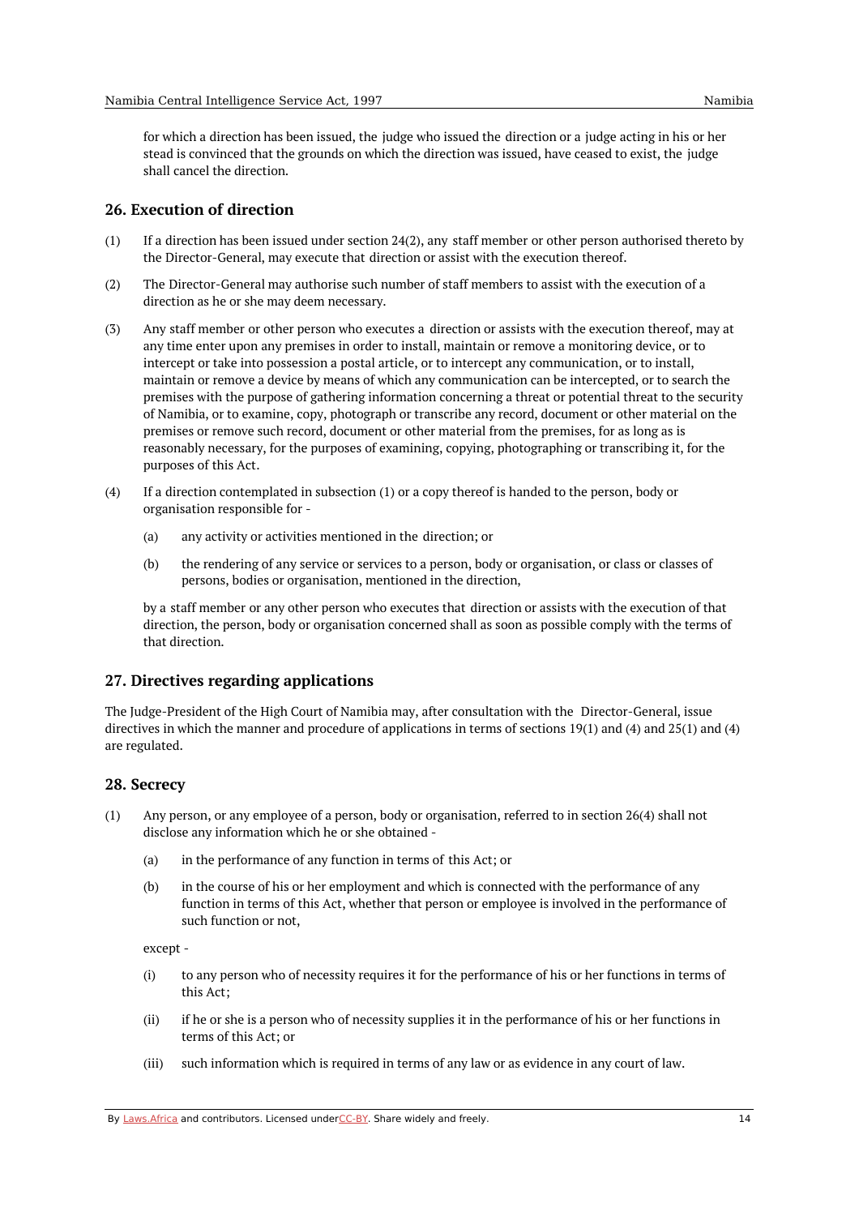for which a direction has been issued, the judge who issued the direction or a judge acting in his or her stead is convinced that the grounds on which the direction was issued, have ceased to exist, the judge shall cancel the direction.

## 26. Execution of direction

(1) If a direction has been issued under section 24(2), any staff member or other person authorised thereto by the Director-General, may execute that direction or assist with the execution thereof.

(2) The Director-General may authorise such number of staff members to assist with the execution of a direction as he or she may deem necessary.

(3) Any staff member or other person who executes a direction or assists with the execution thereof, may at any time enter upon any premises in order to install, maintain or remove a monitoring device, or to intercept or take into possession a postal article, or to intercept any communication, or to install, maintain or remove a device by means of which any communication can be intercepted, or to search the premises with the purpose of gathering information concerning a threat or potential threat to the security of Namibia, or to examine, copy, photograph or transcribe any record, document or other material on the premises or remove such record, document or other material from the premises, for as long as is reasonably necessary, for the purposes of examining, copying, photographing or transcribing it, for the purposes of this Act.

(4) If a direction contemplated in subsection (1) or a copy thereof is handed to the person, body or organisation responsible for -

   (a) any activity or activities mentioned in the direction; or

   (b) the rendering of any service or services to a person, body or organisation, or class or classes of persons, bodies or organisation, mentioned in the direction,

   by a staff member or any other person who executes that direction or assists with the execution of that direction, the person, body or organisation concerned shall as soon as possible comply with the terms of that direction.

## 27. Directives regarding applications

The Judge-President of the High Court of Namibia may, after consultation with the Director-General, issue directives in which the manner and procedure of applications in terms of sections 19(1) and (4) and 25(1) and (4) are regulated.

## 28. Secrecy

(1) Any person, or any employee of a person, body or organisation, referred to in section 26(4) shall not disclose any information which he or she obtained -

   (a) in the performance of any function in terms of this Act; or

   (b) in the course of his or her employment and which is connected with the performance of any function in terms of this Act, whether that person or employee is involved in the performance of such function or not,

   except -

   (i) to any person who of necessity requires it for the performance of his or her functions in terms of this Act;

   (ii) if he or she is a person who of necessity supplies it in the performance of his or her functions in terms of this Act; or

   (iii) such information which is required in terms of any law or as evidence in any court of law.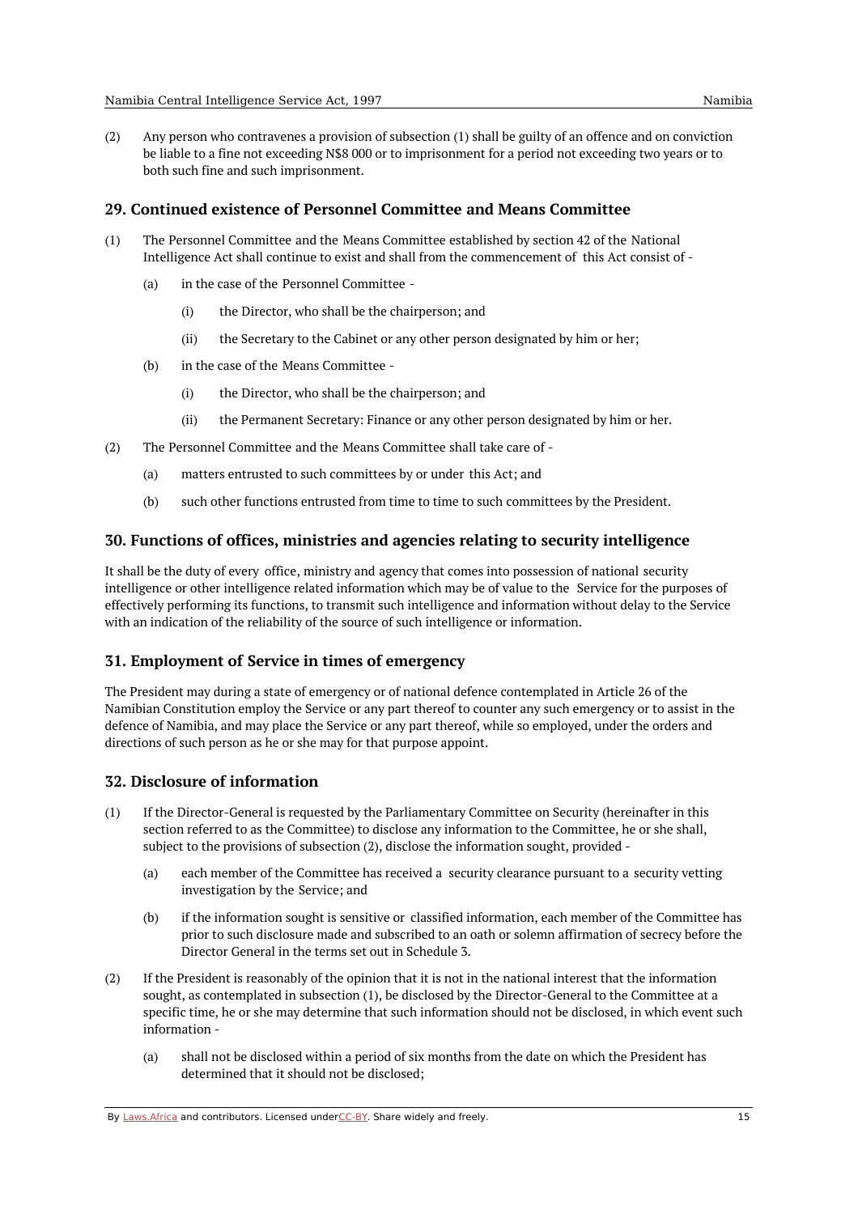(2) Any person who contravenes a provision of subsection (1) shall be guilty of an offence and on conviction be liable to a fine not exceeding N$8 000 or to imprisonment for a period not exceeding two years or to both such fine and such imprisonment.

## 29. Continued existence of Personnel Committee and Means Committee

(1) The Personnel Committee and the Means Committee established by section 42 of the National Intelligence Act shall continue to exist and shall from the commencement of this Act consist of -

- (a) in the case of the Personnel Committee -
  - (i) the Director, who shall be the chairperson; and
  - (ii) the Secretary to the Cabinet or any other person designated by him or her;
- (b) in the case of the Means Committee -
  - (i) the Director, who shall be the chairperson; and
  - (ii) the Permanent Secretary: Finance or any other person designated by him or her.

(2) The Personnel Committee and the Means Committee shall take care of -

- (a) matters entrusted to such committees by or under this Act; and
- (b) such other functions entrusted from time to time to such committees by the President.

## 30. Functions of offices, ministries and agencies relating to security intelligence

It shall be the duty of every office, ministry and agency that comes into possession of national security intelligence or other intelligence related information which may be of value to the Service for the purposes of effectively performing its functions, to transmit such intelligence and information without delay to the Service with an indication of the reliability of the source of such intelligence or information.

## 31. Employment of Service in times of emergency

The President may during a state of emergency or of national defence contemplated in Article 26 of the Namibian Constitution employ the Service or any part thereof to counter any such emergency or to assist in the defence of Namibia, and may place the Service or any part thereof, while so employed, under the orders and directions of such person as he or she may for that purpose appoint.

## 32. Disclosure of information

(1) If the Director-General is requested by the Parliamentary Committee on Security (hereinafter in this section referred to as the Committee) to disclose any information to the Committee, he or she shall, subject to the provisions of subsection (2), disclose the information sought, provided -

- (a) each member of the Committee has received a security clearance pursuant to a security vetting investigation by the Service; and
- (b) if the information sought is sensitive or classified information, each member of the Committee has prior to such disclosure made and subscribed to an oath or solemn affirmation of secrecy before the Director General in the terms set out in Schedule 3.

(2) If the President is reasonably of the opinion that it is not in the national interest that the information sought, as contemplated in subsection (1), be disclosed by the Director-General to the Committee at a specific time, he or she may determine that such information should not be disclosed, in which event such information -

- (a) shall not be disclosed within a period of six months from the date on which the President has determined that it should not be disclosed;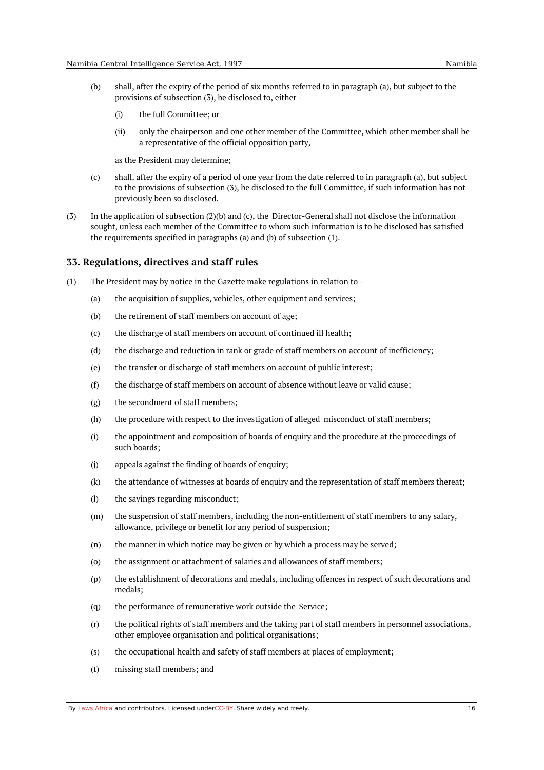(b) shall, after the expiry of the period of six months referred to in paragraph (a), but subject to the provisions of subsection (3), be disclosed to, either -

  (i) the full Committee; or

  (ii) only the chairperson and one other member of the Committee, which other member shall be a representative of the official opposition party,

  as the President may determine;

(c) shall, after the expiry of a period of one year from the date referred to in paragraph (a), but subject to the provisions of subsection (3), be disclosed to the full Committee, if such information has not previously been so disclosed.

(3) In the application of subsection (2)(b) and (c), the Director-General shall not disclose the information sought, unless each member of the Committee to whom such information is to be disclosed has satisfied the requirements specified in paragraphs (a) and (b) of subsection (1).

## 33. Regulations, directives and staff rules

(1) The President may by notice in the Gazette make regulations in relation to -

(a) the acquisition of supplies, vehicles, other equipment and services;

(b) the retirement of staff members on account of age;

(c) the discharge of staff members on account of continued ill health;

(d) the discharge and reduction in rank or grade of staff members on account of inefficiency;

(e) the transfer or discharge of staff members on account of public interest;

(f) the discharge of staff members on account of absence without leave or valid cause;

(g) the secondment of staff members;

(h) the procedure with respect to the investigation of alleged misconduct of staff members;

(i) the appointment and composition of boards of enquiry and the procedure at the proceedings of such boards;

(j) appeals against the finding of boards of enquiry;

(k) the attendance of witnesses at boards of enquiry and the representation of staff members thereat;

(l) the savings regarding misconduct;

(m) the suspension of staff members, including the non-entitlement of staff members to any salary, allowance, privilege or benefit for any period of suspension;

(n) the manner in which notice may be given or by which a process may be served;

(o) the assignment or attachment of salaries and allowances of staff members;

(p) the establishment of decorations and medals, including offences in respect of such decorations and medals;

(q) the performance of remunerative work outside the Service;

(r) the political rights of staff members and the taking part of staff members in personnel associations, other employee organisation and political organisations;

(s) the occupational health and safety of staff members at places of employment;

(t) missing staff members; and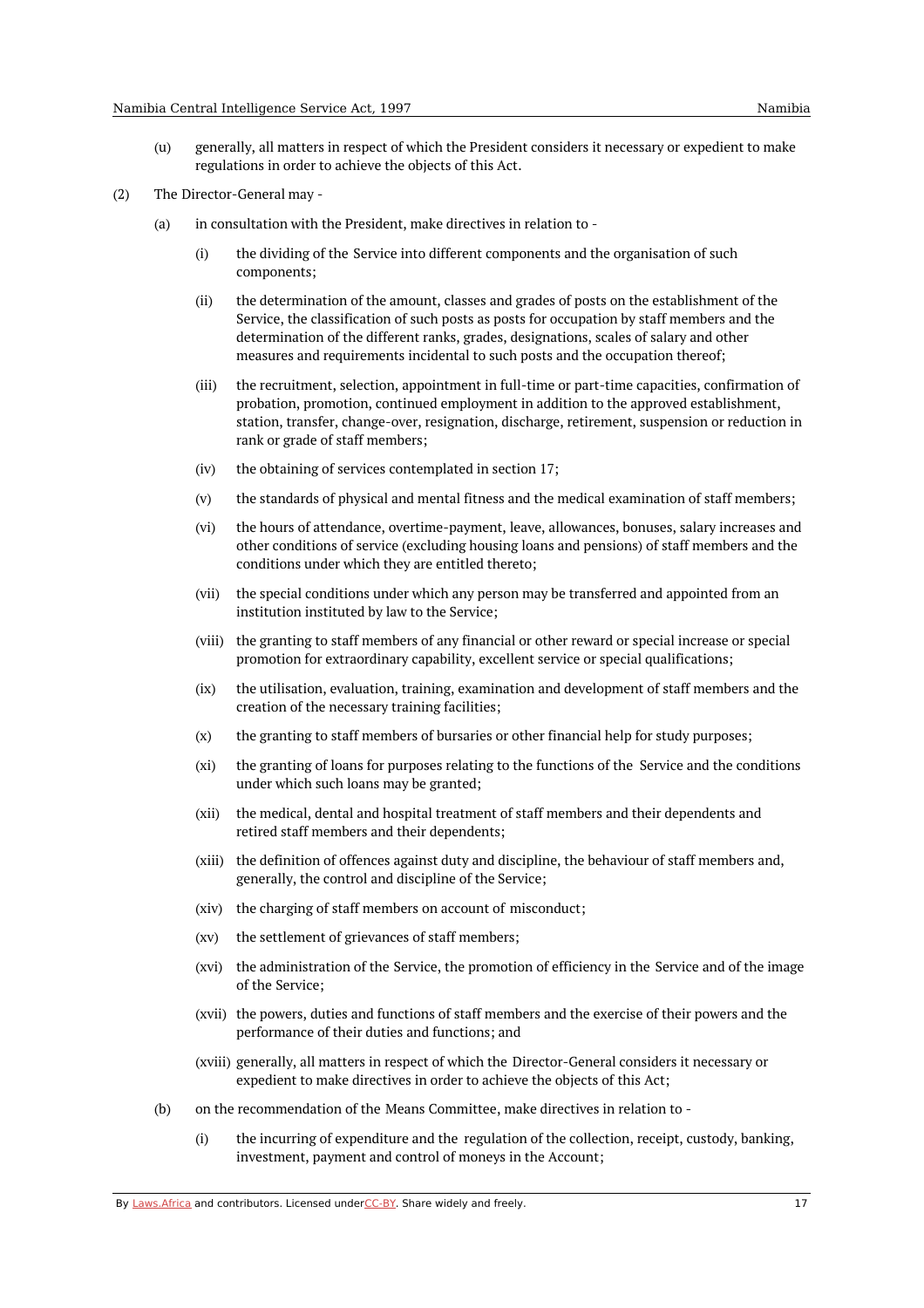(u) generally, all matters in respect of which the President considers it necessary or expedient to make regulations in order to achieve the objects of this Act.

(2) The Director-General may -

(a) in consultation with the President, make directives in relation to -

(i) the dividing of the Service into different components and the organisation of such components;

(ii) the determination of the amount, classes and grades of posts on the establishment of the Service, the classification of such posts as posts for occupation by staff members and the determination of the different ranks, grades, designations, scales of salary and other measures and requirements incidental to such posts and the occupation thereof;

(iii) the recruitment, selection, appointment in full-time or part-time capacities, confirmation of probation, promotion, continued employment in addition to the approved establishment, station, transfer, change-over, resignation, discharge, retirement, suspension or reduction in rank or grade of staff members;

(iv) the obtaining of services contemplated in section 17;

(v) the standards of physical and mental fitness and the medical examination of staff members;

(vi) the hours of attendance, overtime-payment, leave, allowances, bonuses, salary increases and other conditions of service (excluding housing loans and pensions) of staff members and the conditions under which they are entitled thereto;

(vii) the special conditions under which any person may be transferred and appointed from an institution instituted by law to the Service;

(viii) the granting to staff members of any financial or other reward or special increase or special promotion for extraordinary capability, excellent service or special qualifications;

(ix) the utilisation, evaluation, training, examination and development of staff members and the creation of the necessary training facilities;

(x) the granting to staff members of bursaries or other financial help for study purposes;

(xi) the granting of loans for purposes relating to the functions of the Service and the conditions under which such loans may be granted;

(xii) the medical, dental and hospital treatment of staff members and their dependents and retired staff members and their dependents;

(xiii) the definition of offences against duty and discipline, the behaviour of staff members and, generally, the control and discipline of the Service;

(xiv) the charging of staff members on account of misconduct;

(xv) the settlement of grievances of staff members;

(xvi) the administration of the Service, the promotion of efficiency in the Service and of the image of the Service;

(xvii) the powers, duties and functions of staff members and the exercise of their powers and the performance of their duties and functions; and

(xviii) generally, all matters in respect of which the Director-General considers it necessary or expedient to make directives in order to achieve the objects of this Act;

(b) on the recommendation of the Means Committee, make directives in relation to -

(i) the incurring of expenditure and the regulation of the collection, receipt, custody, banking, investment, payment and control of moneys in the Account;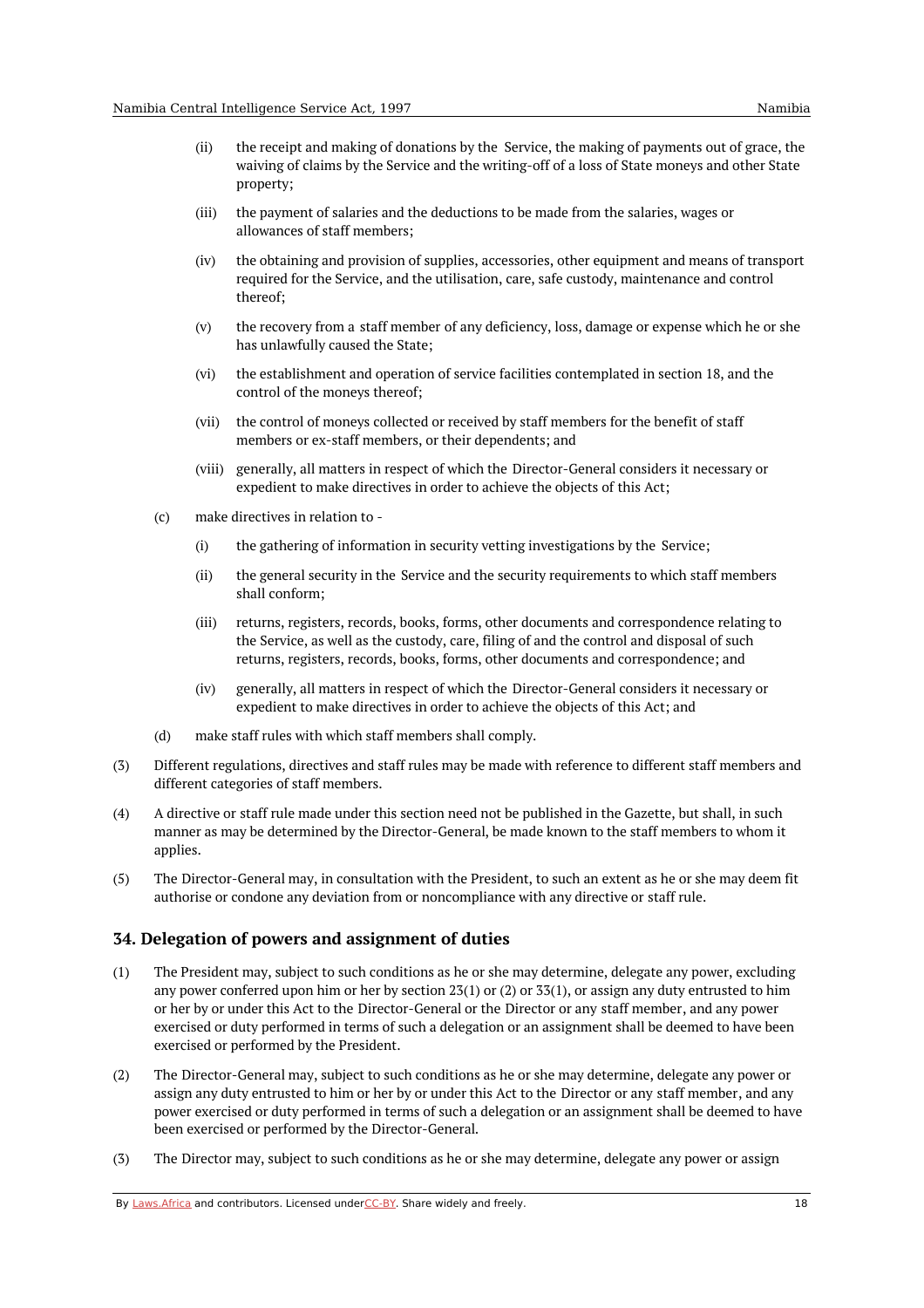(ii) the receipt and making of donations by the Service, the making of payments out of grace, the waiving of claims by the Service and the writing-off of a loss of State moneys and other State property;

(iii) the payment of salaries and the deductions to be made from the salaries, wages or allowances of staff members;

(iv) the obtaining and provision of supplies, accessories, other equipment and means of transport required for the Service, and the utilisation, care, safe custody, maintenance and control thereof;

(v) the recovery from a staff member of any deficiency, loss, damage or expense which he or she has unlawfully caused the State;

(vi) the establishment and operation of service facilities contemplated in section 18, and the control of the moneys thereof;

(vii) the control of moneys collected or received by staff members for the benefit of staff members or ex-staff members, or their dependents; and

(viii) generally, all matters in respect of which the Director-General considers it necessary or expedient to make directives in order to achieve the objects of this Act;

(c) make directives in relation to -

(i) the gathering of information in security vetting investigations by the Service;

(ii) the general security in the Service and the security requirements to which staff members shall conform;

(iii) returns, registers, records, books, forms, other documents and correspondence relating to the Service, as well as the custody, care, filing of and the control and disposal of such returns, registers, records, books, forms, other documents and correspondence; and

(iv) generally, all matters in respect of which the Director-General considers it necessary or expedient to make directives in order to achieve the objects of this Act; and

(d) make staff rules with which staff members shall comply.

(3) Different regulations, directives and staff rules may be made with reference to different staff members and different categories of staff members.

(4) A directive or staff rule made under this section need not be published in the Gazette, but shall, in such manner as may be determined by the Director-General, be made known to the staff members to whom it applies.

(5) The Director-General may, in consultation with the President, to such an extent as he or she may deem fit authorise or condone any deviation from or noncompliance with any directive or staff rule.

## 34. Delegation of powers and assignment of duties

(1) The President may, subject to such conditions as he or she may determine, delegate any power, excluding any power conferred upon him or her by section 23(1) or (2) or 33(1), or assign any duty entrusted to him or her by or under this Act to the Director-General or the Director or any staff member, and any power exercised or duty performed in terms of such a delegation or an assignment shall be deemed to have been exercised or performed by the President.

(2) The Director-General may, subject to such conditions as he or she may determine, delegate any power or assign any duty entrusted to him or her by or under this Act to the Director or any staff member, and any power exercised or duty performed in terms of such a delegation or an assignment shall be deemed to have been exercised or performed by the Director-General.

(3) The Director may, subject to such conditions as he or she may determine, delegate any power or assign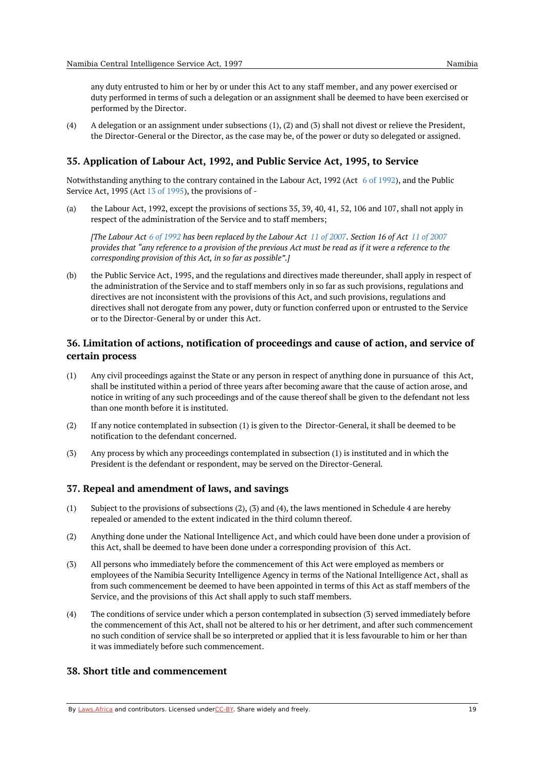any duty entrusted to him or her by or under this Act to any staff member, and any power exercised or duty performed in terms of such a delegation or an assignment shall be deemed to have been exercised or performed by the Director.

(4) A delegation or an assignment under subsections (1), (2) and (3) shall not divest or relieve the President, the Director-General or the Director, as the case may be, of the power or duty so delegated or assigned.

## 35. Application of Labour Act, 1992, and Public Service Act, 1995, to Service

Notwithstanding anything to the contrary contained in the Labour Act, 1992 (Act 6 of 1992), and the Public Service Act, 1995 (Act 13 of 1995), the provisions of -

(a) the Labour Act, 1992, except the provisions of sections 35, 39, 40, 41, 52, 106 and 107, shall not apply in respect of the administration of the Service and to staff members;

*[The Labour Act 6 of 1992 has been replaced by the Labour Act 11 of 2007. Section 16 of Act 11 of 2007 provides that "any reference to a provision of the previous Act must be read as if it were a reference to the corresponding provision of this Act, in so far as possible".]*

(b) the Public Service Act, 1995, and the regulations and directives made thereunder, shall apply in respect of the administration of the Service and to staff members only in so far as such provisions, regulations and directives are not inconsistent with the provisions of this Act, and such provisions, regulations and directives shall not derogate from any power, duty or function conferred upon or entrusted to the Service or to the Director-General by or under this Act.

## 36. Limitation of actions, notification of proceedings and cause of action, and service of certain process

(1) Any civil proceedings against the State or any person in respect of anything done in pursuance of this Act, shall be instituted within a period of three years after becoming aware that the cause of action arose, and notice in writing of any such proceedings and of the cause thereof shall be given to the defendant not less than one month before it is instituted.

(2) If any notice contemplated in subsection (1) is given to the Director-General, it shall be deemed to be notification to the defendant concerned.

(3) Any process by which any proceedings contemplated in subsection (1) is instituted and in which the President is the defendant or respondent, may be served on the Director-General.

## 37. Repeal and amendment of laws, and savings

(1) Subject to the provisions of subsections (2), (3) and (4), the laws mentioned in Schedule 4 are hereby repealed or amended to the extent indicated in the third column thereof.

(2) Anything done under the National Intelligence Act, and which could have been done under a provision of this Act, shall be deemed to have been done under a corresponding provision of this Act.

(3) All persons who immediately before the commencement of this Act were employed as members or employees of the Namibia Security Intelligence Agency in terms of the National Intelligence Act, shall as from such commencement be deemed to have been appointed in terms of this Act as staff members of the Service, and the provisions of this Act shall apply to such staff members.

(4) The conditions of service under which a person contemplated in subsection (3) served immediately before the commencement of this Act, shall not be altered to his or her detriment, and after such commencement no such condition of service shall be so interpreted or applied that it is less favourable to him or her than it was immediately before such commencement.

## 38. Short title and commencement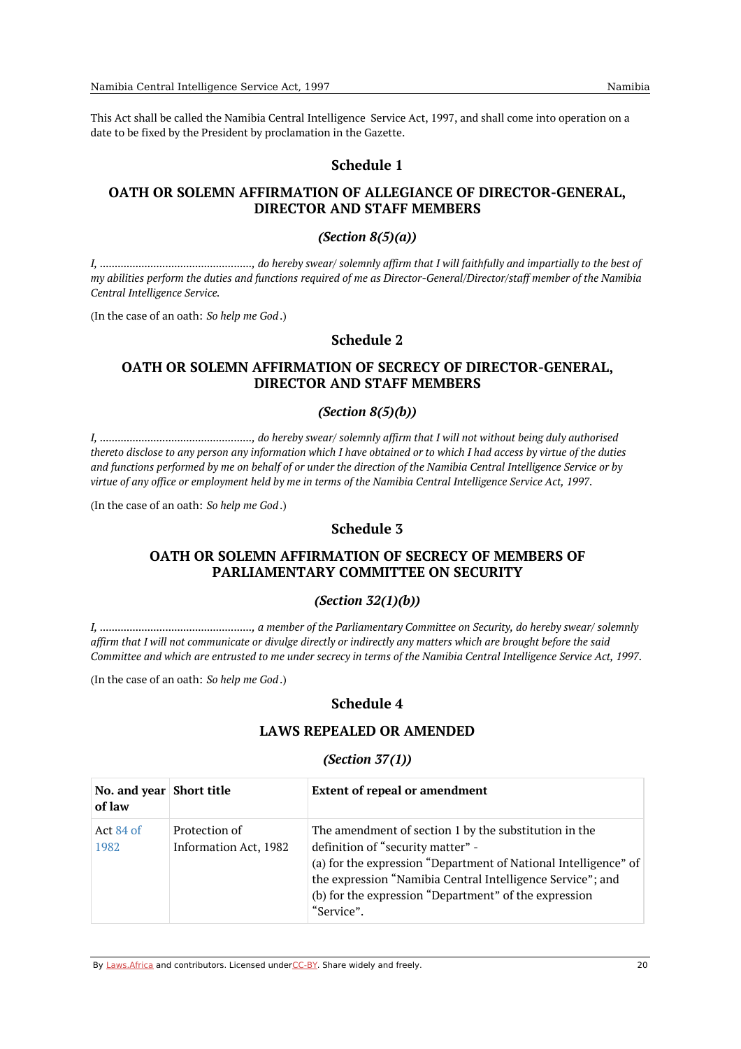This Act shall be called the Namibia Central Intelligence Service Act, 1997, and shall come into operation on a date to be fixed by the President by proclamation in the Gazette.

## Schedule 1

### OATH OR SOLEMN AFFIRMATION OF ALLEGIANCE OF DIRECTOR-GENERAL, DIRECTOR AND STAFF MEMBERS

***(Section 8(5)(a))***

*I, ..................................................., do hereby swear/ solemnly affirm that I will faithfully and impartially to the best of my abilities perform the duties and functions required of me as Director-General/Director/staff member of the Namibia Central Intelligence Service.*

(In the case of an oath: *So help me God*.)

## Schedule 2

### OATH OR SOLEMN AFFIRMATION OF SECRECY OF DIRECTOR-GENERAL, DIRECTOR AND STAFF MEMBERS

***(Section 8(5)(b))***

*I, ..................................................., do hereby swear/ solemnly affirm that I will not without being duly authorised thereto disclose to any person any information which I have obtained or to which I had access by virtue of the duties and functions performed by me on behalf of or under the direction of the Namibia Central Intelligence Service or by virtue of any office or employment held by me in terms of the Namibia Central Intelligence Service Act, 1997.*

(In the case of an oath: *So help me God*.)

## Schedule 3

### OATH OR SOLEMN AFFIRMATION OF SECRECY OF MEMBERS OF PARLIAMENTARY COMMITTEE ON SECURITY

***(Section 32(1)(b))***

*I, ..................................................., a member of the Parliamentary Committee on Security, do hereby swear/ solemnly affirm that I will not communicate or divulge directly or indirectly any matters which are brought before the said Committee and which are entrusted to me under secrecy in terms of the Namibia Central Intelligence Service Act, 1997.*

(In the case of an oath: *So help me God*.)

## Schedule 4

### LAWS REPEALED OR AMENDED

***(Section 37(1))***

| No. and year of law | Short title | Extent of repeal or amendment |
|---|---|---|
| Act 84 of 1982 | Protection of Information Act, 1982 | The amendment of section 1 by the substitution in the definition of “security matter” - (a) for the expression “Department of National Intelligence” of the expression “Namibia Central Intelligence Service”; and (b) for the expression “Department” of the expression “Service”. |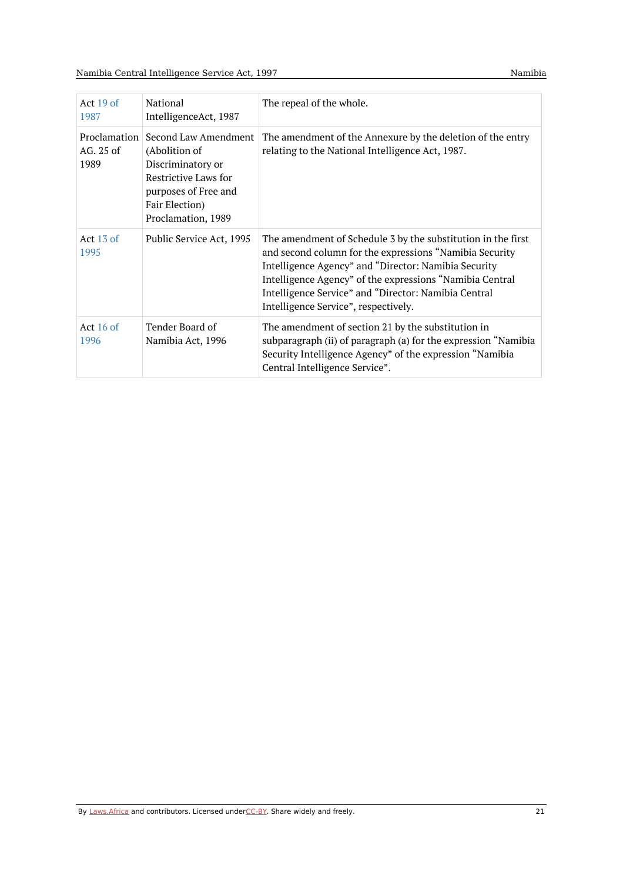| | | |
|---|---|---|
| Act 19 of 1987 | National IntelligenceAct, 1987 | The repeal of the whole. |
| Proclamation AG. 25 of 1989 | Second Law Amendment (Abolition of Discriminatory or Restrictive Laws for purposes of Free and Fair Election) Proclamation, 1989 | The amendment of the Annexure by the deletion of the entry relating to the National Intelligence Act, 1987. |
| Act 13 of 1995 | Public Service Act, 1995 | The amendment of Schedule 3 by the substitution in the first and second column for the expressions "Namibia Security Intelligence Agency" and "Director: Namibia Security Intelligence Agency" of the expressions "Namibia Central Intelligence Service" and "Director: Namibia Central Intelligence Service", respectively. |
| Act 16 of 1996 | Tender Board of Namibia Act, 1996 | The amendment of section 21 by the substitution in subparagraph (ii) of paragraph (a) for the expression "Namibia Security Intelligence Agency" of the expression "Namibia Central Intelligence Service". |